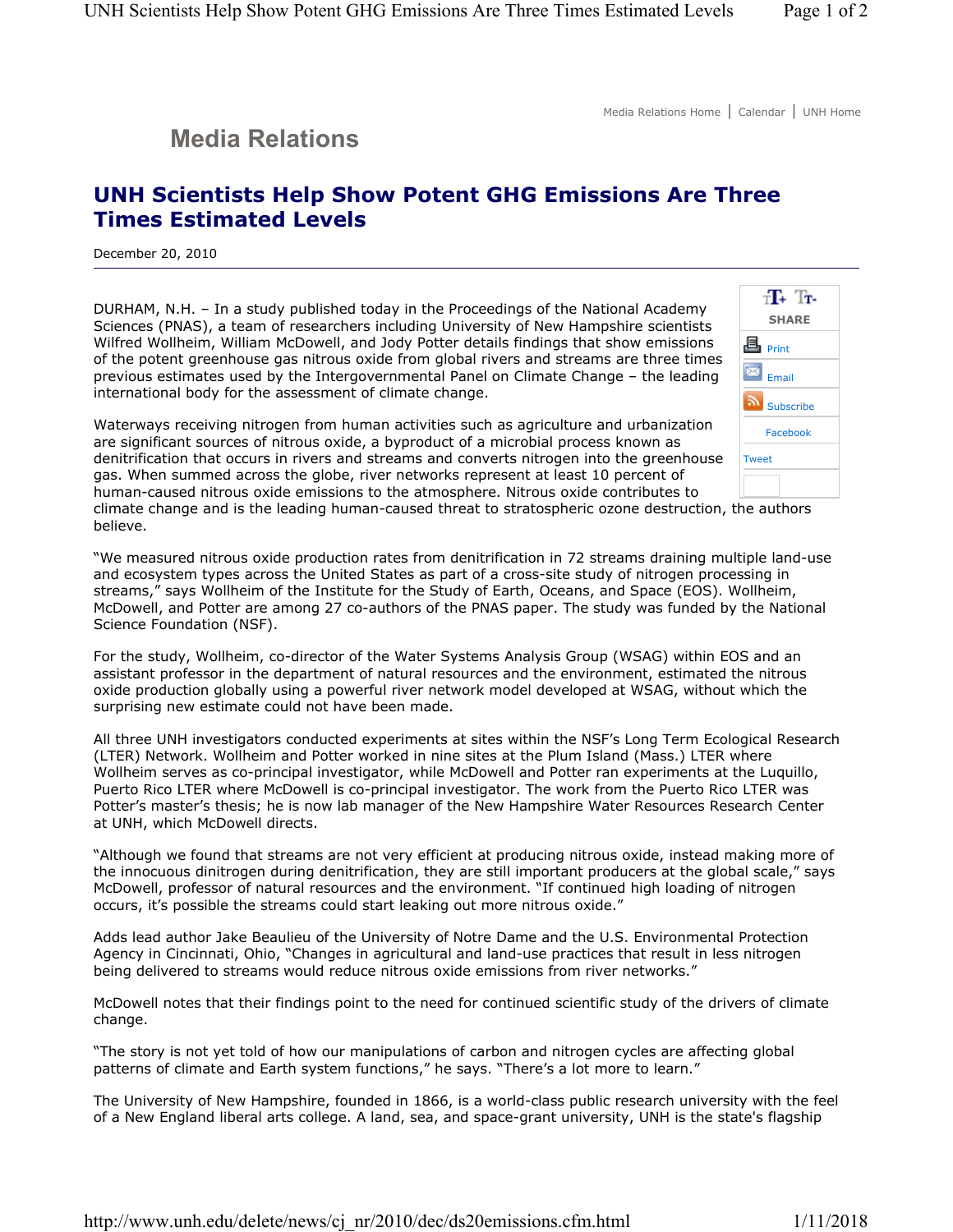Media Relations Home | Calendar | UNH Home

## Media Relations

# UNH Scientists Help Show Potent GHG Emissions Are Three Times Estimated Levels

December 20, 2010

DURHAM, N.H. – In a study published today in the Proceedings of the National Academy Sciences (PNAS), a team of researchers including University of New Hampshire scientists Wilfred Wollheim, William McDowell, and Jody Potter details findings that show emissions of the potent greenhouse gas nitrous oxide from global rivers and streams are three times previous estimates used by the Intergovernmental Panel on Climate Change – the leading international body for the assessment of climate change.

Waterways receiving nitrogen from human activities such as agriculture and urbanization are significant sources of nitrous oxide, a byproduct of a microbial process known as denitrification that occurs in rivers and streams and converts nitrogen into the greenhouse gas. When summed across the globe, river networks represent at least 10 percent of human-caused nitrous oxide emissions to the atmosphere. Nitrous oxide contributes to climate change and is the leading human-caused threat to stratospheric ozone destruction, the authors believe.

"We measured nitrous oxide production rates from denitrification in 72 streams draining multiple land-use and ecosystem types across the United States as part of a cross-site study of nitrogen processing in streams," says Wollheim of the Institute for the Study of Earth, Oceans, and Space (EOS). Wollheim, McDowell, and Potter are among 27 co-authors of the PNAS paper. The study was funded by the National Science Foundation (NSF).

For the study, Wollheim, co-director of the Water Systems Analysis Group (WSAG) within EOS and an assistant professor in the department of natural resources and the environment, estimated the nitrous oxide production globally using a powerful river network model developed at WSAG, without which the surprising new estimate could not have been made.

All three UNH investigators conducted experiments at sites within the NSF's Long Term Ecological Research (LTER) Network. Wollheim and Potter worked in nine sites at the Plum Island (Mass.) LTER where Wollheim serves as co-principal investigator, while McDowell and Potter ran experiments at the Luquillo, Puerto Rico LTER where McDowell is co-principal investigator. The work from the Puerto Rico LTER was Potter's master's thesis; he is now lab manager of the New Hampshire Water Resources Research Center at UNH, which McDowell directs.

"Although we found that streams are not very efficient at producing nitrous oxide, instead making more of the innocuous dinitrogen during denitrification, they are still important producers at the global scale," says McDowell, professor of natural resources and the environment. "If continued high loading of nitrogen occurs, it's possible the streams could start leaking out more nitrous oxide."

Adds lead author Jake Beaulieu of the University of Notre Dame and the U.S. Environmental Protection Agency in Cincinnati, Ohio, "Changes in agricultural and land-use practices that result in less nitrogen being delivered to streams would reduce nitrous oxide emissions from river networks."

McDowell notes that their findings point to the need for continued scientific study of the drivers of climate change.

"The story is not yet told of how our manipulations of carbon and nitrogen cycles are affecting global patterns of climate and Earth system functions," he says. "There's a lot more to learn."

The University of New Hampshire, founded in 1866, is a world-class public research university with the feel of a New England liberal arts college. A land, sea, and space-grant university, UNH is the state's flagship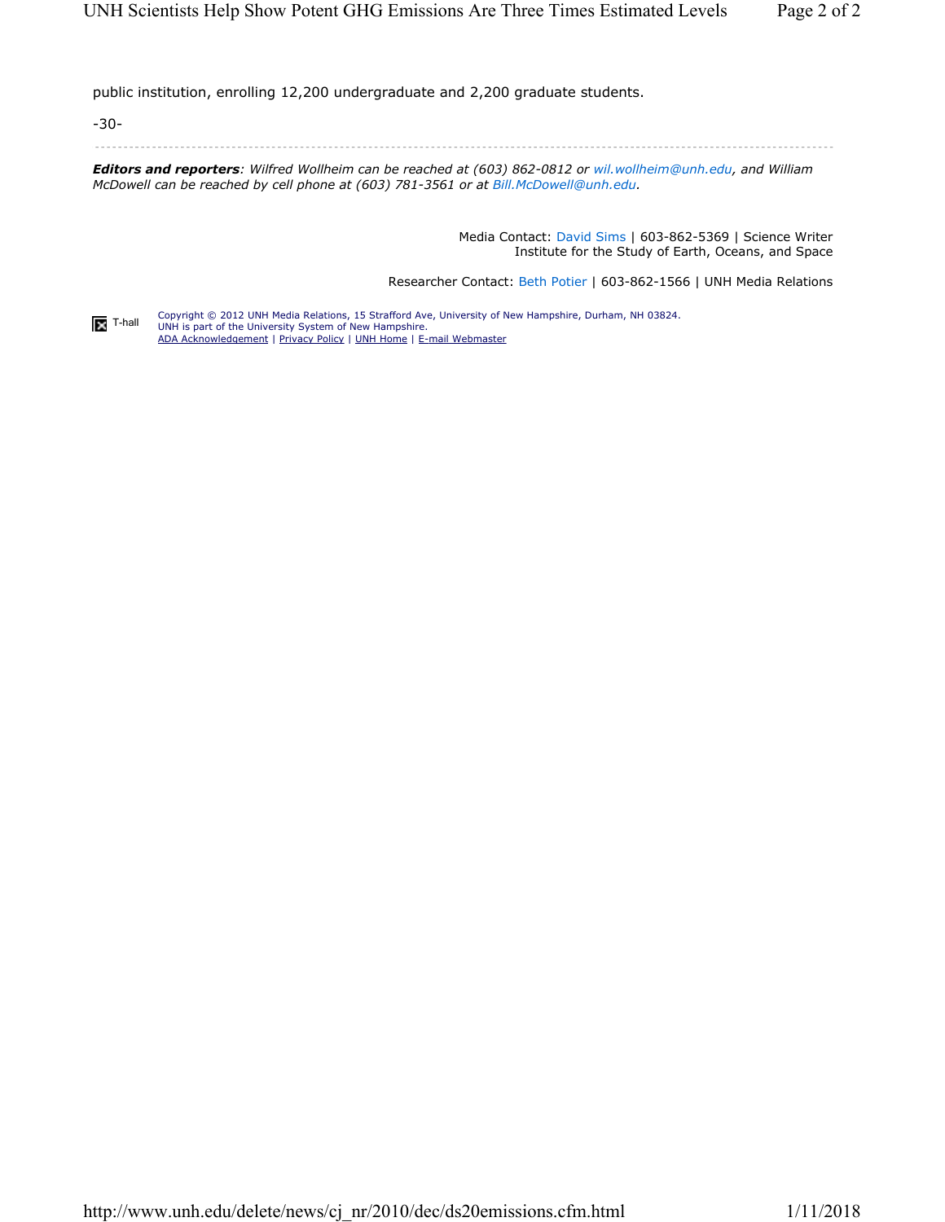public institution, enrolling 12,200 undergraduate and 2,200 graduate students.

-30-

---

***Editors and reporters**: Wilfred Wollheim can be reached at (603) 862-0812 or wil.wollheim@unh.edu, and William McDowell can be reached by cell phone at (603) 781-3561 or at Bill.McDowell@unh.edu.*

Media Contact: David Sims | 603-862-5369 | Science Writer
Institute for the Study of Earth, Oceans, and Space

Researcher Contact: Beth Potier | 603-862-1566 | UNH Media Relations

T-hall

Copyright © 2012 UNH Media Relations, 15 Strafford Ave, University of New Hampshire, Durham, NH 03824.
UNH is part of the University System of New Hampshire.
ADA Acknowledgement | Privacy Policy | UNH Home | E-mail Webmaster